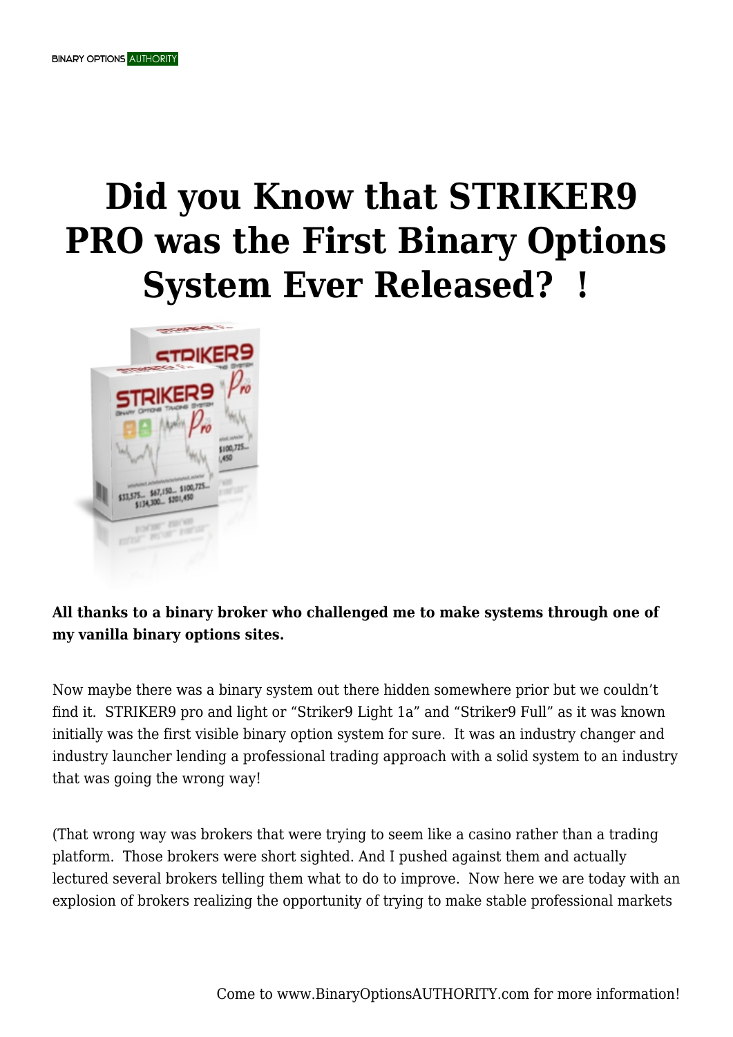# Did you Know that STRIKER9 PRO was the First Binary Options System Ever Released?  !

**All thanks to a binary broker who challenged me to make systems through one of my vanilla binary options sites.**

Now maybe there was a binary system out there hidden somewhere prior but we couldn't find it.  STRIKER9 pro and light or "Striker9 Light 1a" and "Striker9 Full" as it was known initially was the first visible binary option system for sure.  It was an industry changer and industry launcher lending a professional trading approach with a solid system to an industry that was going the wrong way!

(That wrong way was brokers that were trying to seem like a casino rather than a trading platform.  Those brokers were short sighted. And I pushed against them and actually lectured several brokers telling them what to do to improve.  Now here we are today with an explosion of brokers realizing the opportunity of trying to make stable professional markets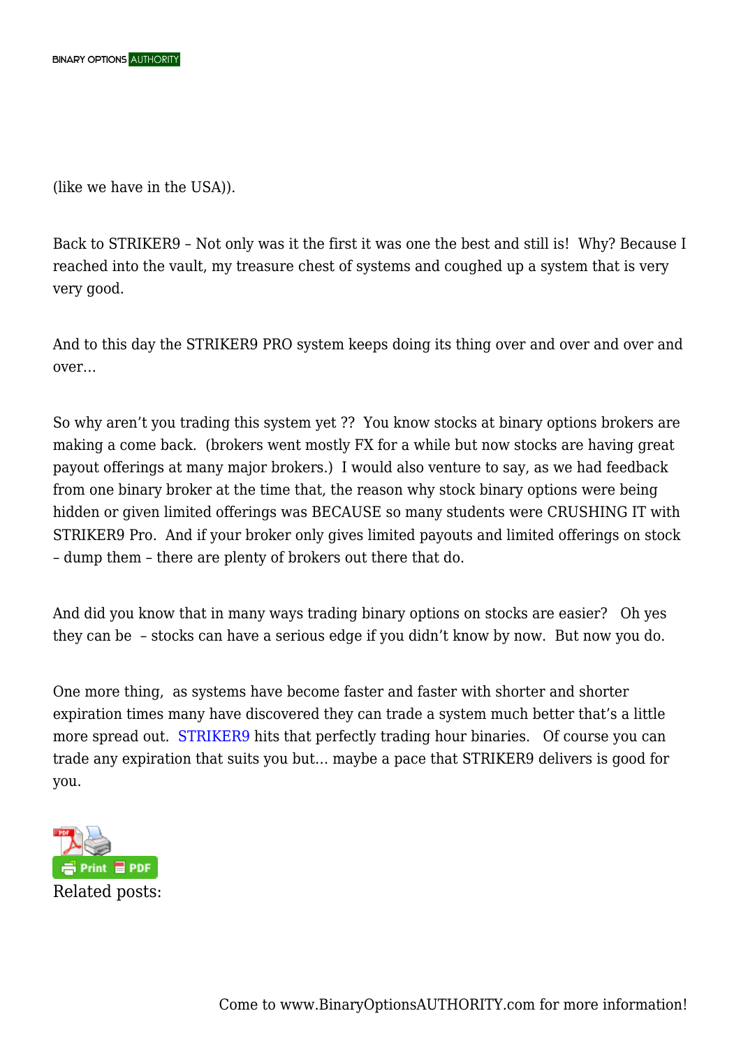(like we have in the USA)).

Back to STRIKER9 – Not only was it the first it was one the best and still is! Why? Because I reached into the vault, my treasure chest of systems and coughed up a system that is very very good.

And to this day the STRIKER9 PRO system keeps doing its thing over and over and over and over…

So why aren't you trading this system yet ?? You know stocks at binary options brokers are making a come back. (brokers went mostly FX for a while but now stocks are having great payout offerings at many major brokers.) I would also venture to say, as we had feedback from one binary broker at the time that, the reason why stock binary options were being hidden or given limited offerings was BECAUSE so many students were CRUSHING IT with STRIKER9 Pro. And if your broker only gives limited payouts and limited offerings on stock – dump them – there are plenty of brokers out there that do.

And did you know that in many ways trading binary options on stocks are easier? Oh yes they can be – stocks can have a serious edge if you didn't know by now. But now you do.

One more thing, as systems have become faster and faster with shorter and shorter expiration times many have discovered they can trade a system much better that's a little more spread out. STRIKER9 hits that perfectly trading hour binaries. Of course you can trade any expiration that suits you but… maybe a pace that STRIKER9 delivers is good for you.

Related posts: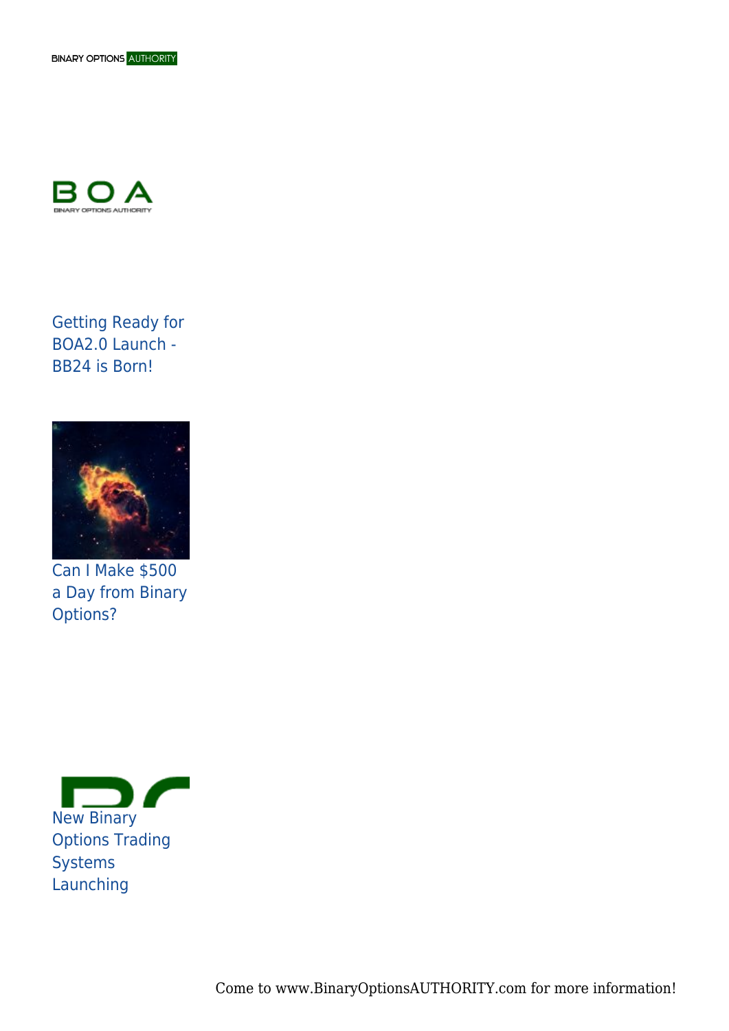Getting Ready for BOA2.0 Launch - BB24 is Born!

Can I Make $500 a Day from Binary Options?

New Binary Options Trading Systems Launching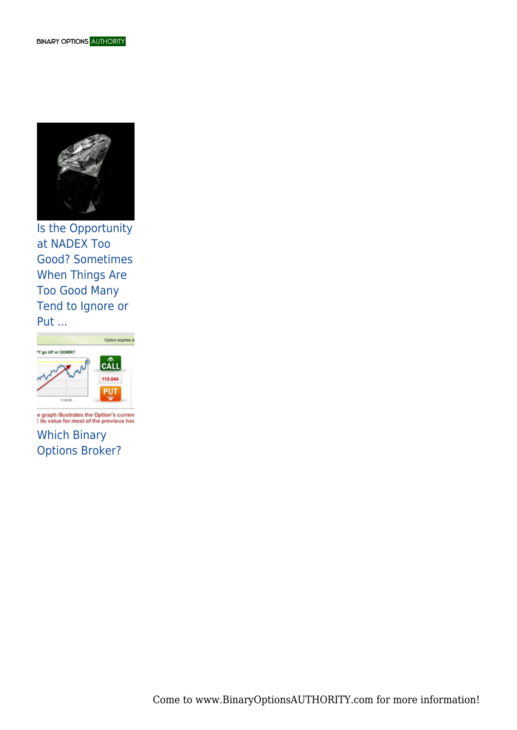Is the Opportunity at NADEX Too Good? Sometimes When Things Are Too Good Many Tend to Ignore or Put ...

Which Binary Options Broker?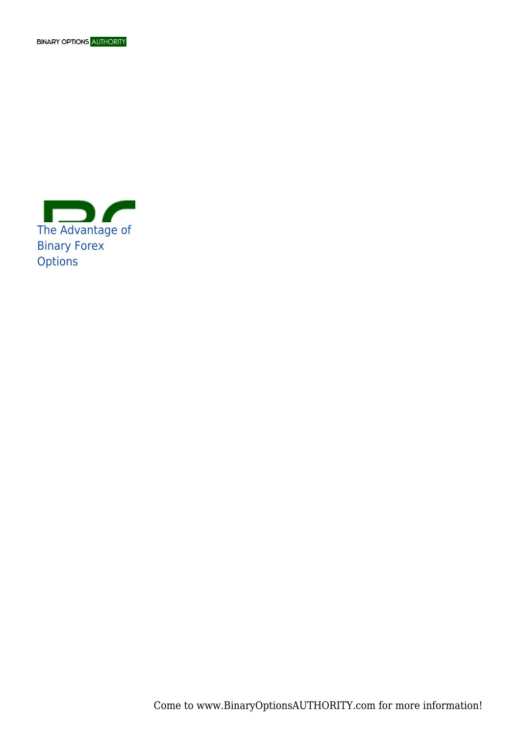The Advantage of Binary Forex Options